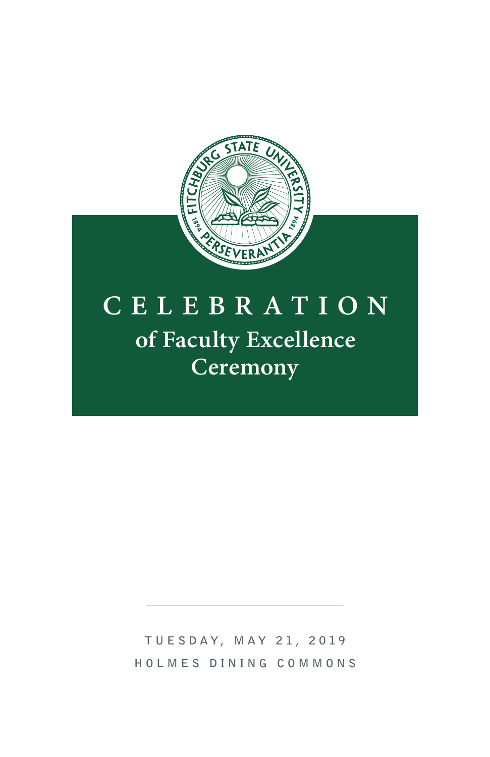# CELEBRATION

## of Faculty Excellence Ceremony

TUESDAY, MAY 21, 2019

HOLMES DINING COMMONS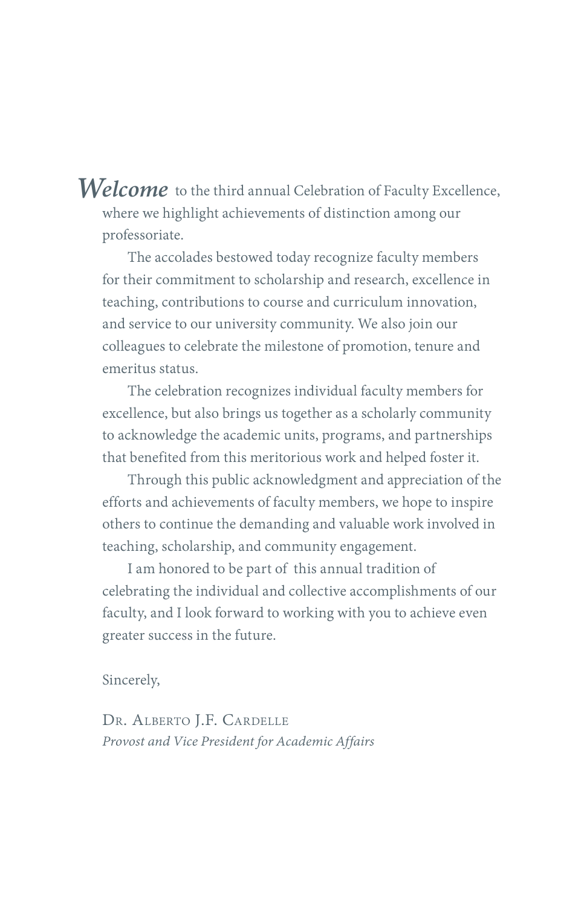***Welcome*** to the third annual Celebration of Faculty Excellence, where we highlight achievements of distinction among our professoriate.

The accolades bestowed today recognize faculty members for their commitment to scholarship and research, excellence in teaching, contributions to course and curriculum innovation, and service to our university community. We also join our colleagues to celebrate the milestone of promotion, tenure and emeritus status.

The celebration recognizes individual faculty members for excellence, but also brings us together as a scholarly community to acknowledge the academic units, programs, and partnerships that benefited from this meritorious work and helped foster it.

Through this public acknowledgment and appreciation of the efforts and achievements of faculty members, we hope to inspire others to continue the demanding and valuable work involved in teaching, scholarship, and community engagement.

I am honored to be part of this annual tradition of celebrating the individual and collective accomplishments of our faculty, and I look forward to working with you to achieve even greater success in the future.

Sincerely,

Dr. Alberto J.F. Cardelle
*Provost and Vice President for Academic Affairs*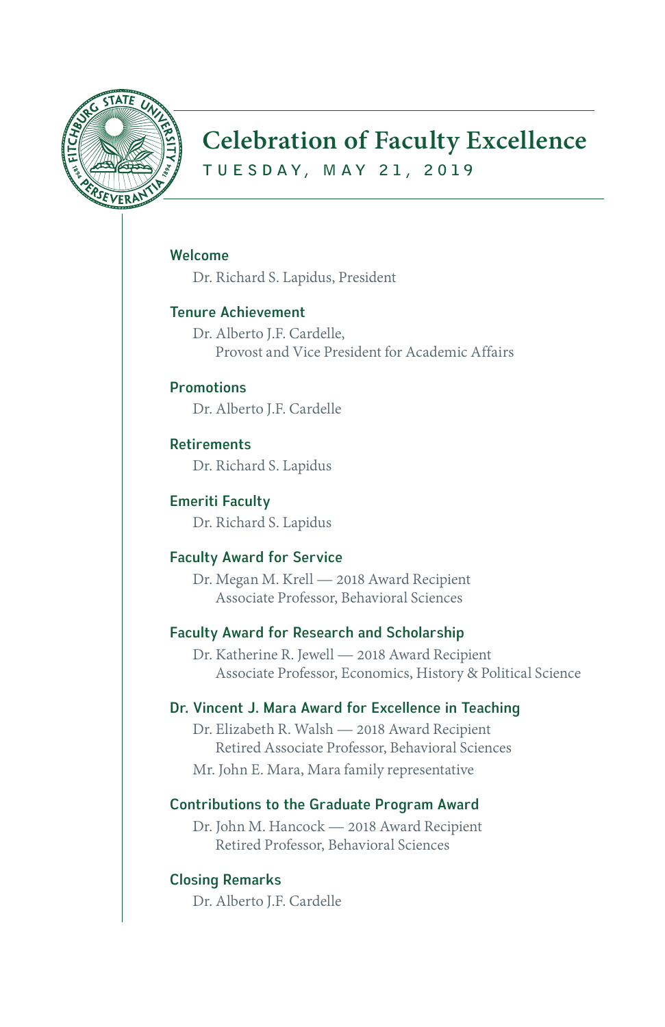# Celebration of Faculty Excellence

TUESDAY, MAY 21, 2019

### Welcome

Dr. Richard S. Lapidus, President

### Tenure Achievement

Dr. Alberto J.F. Cardelle,
Provost and Vice President for Academic Affairs

### Promotions

Dr. Alberto J.F. Cardelle

### Retirements

Dr. Richard S. Lapidus

### Emeriti Faculty

Dr. Richard S. Lapidus

### Faculty Award for Service

Dr. Megan M. Krell — 2018 Award Recipient
Associate Professor, Behavioral Sciences

### Faculty Award for Research and Scholarship

Dr. Katherine R. Jewell — 2018 Award Recipient
Associate Professor, Economics, History & Political Science

### Dr. Vincent J. Mara Award for Excellence in Teaching

Dr. Elizabeth R. Walsh — 2018 Award Recipient
Retired Associate Professor, Behavioral Sciences

Mr. John E. Mara, Mara family representative

### Contributions to the Graduate Program Award

Dr. John M. Hancock — 2018 Award Recipient
Retired Professor, Behavioral Sciences

### Closing Remarks

Dr. Alberto J.F. Cardelle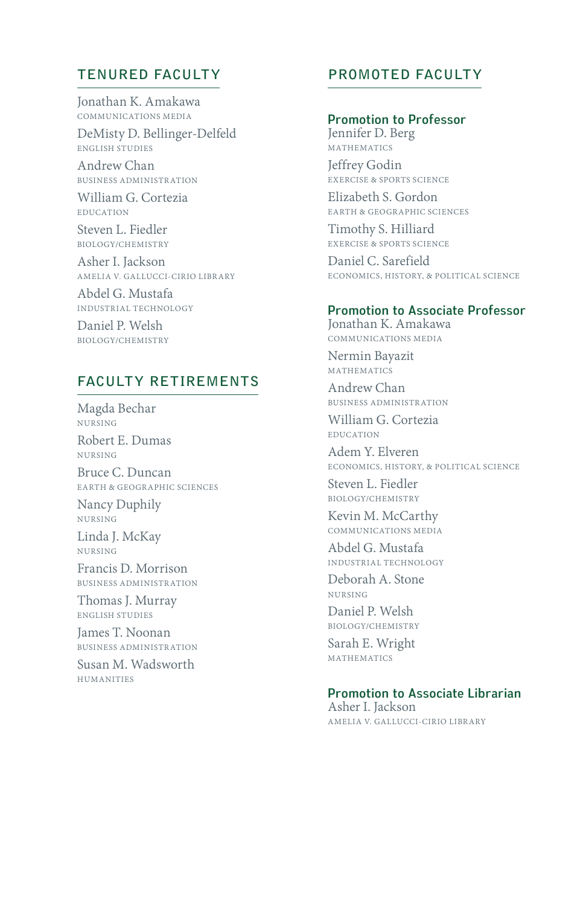## TENURED FACULTY

Jonathan K. Amakawa
COMMUNICATIONS MEDIA

DeMisty D. Bellinger-Delfeld
ENGLISH STUDIES

Andrew Chan
BUSINESS ADMINISTRATION

William G. Cortezia
EDUCATION

Steven L. Fiedler
BIOLOGY/CHEMISTRY

Asher I. Jackson
AMELIA V. GALLUCCI-CIRIO LIBRARY

Abdel G. Mustafa
INDUSTRIAL TECHNOLOGY

Daniel P. Welsh
BIOLOGY/CHEMISTRY

## FACULTY RETIREMENTS

Magda Bechar
NURSING

Robert E. Dumas
NURSING

Bruce C. Duncan
EARTH & GEOGRAPHIC SCIENCES

Nancy Duphily
NURSING

Linda J. McKay
NURSING

Francis D. Morrison
BUSINESS ADMINISTRATION

Thomas J. Murray
ENGLISH STUDIES

James T. Noonan
BUSINESS ADMINISTRATION

Susan M. Wadsworth
HUMANITIES

## PROMOTED FACULTY

### Promotion to Professor

Jennifer D. Berg
MATHEMATICS

Jeffrey Godin
EXERCISE & SPORTS SCIENCE

Elizabeth S. Gordon
EARTH & GEOGRAPHIC SCIENCES

Timothy S. Hilliard
EXERCISE & SPORTS SCIENCE

Daniel C. Sarefield
ECONOMICS, HISTORY, & POLITICAL SCIENCE

### Promotion to Associate Professor

Jonathan K. Amakawa
COMMUNICATIONS MEDIA

Nermin Bayazit
MATHEMATICS

Andrew Chan
BUSINESS ADMINISTRATION

William G. Cortezia
EDUCATION

Adem Y. Elveren
ECONOMICS, HISTORY, & POLITICAL SCIENCE

Steven L. Fiedler
BIOLOGY/CHEMISTRY

Kevin M. McCarthy
COMMUNICATIONS MEDIA

Abdel G. Mustafa
INDUSTRIAL TECHNOLOGY

Deborah A. Stone
NURSING

Daniel P. Welsh
BIOLOGY/CHEMISTRY

Sarah E. Wright
MATHEMATICS

### Promotion to Associate Librarian

Asher I. Jackson
AMELIA V. GALLUCCI-CIRIO LIBRARY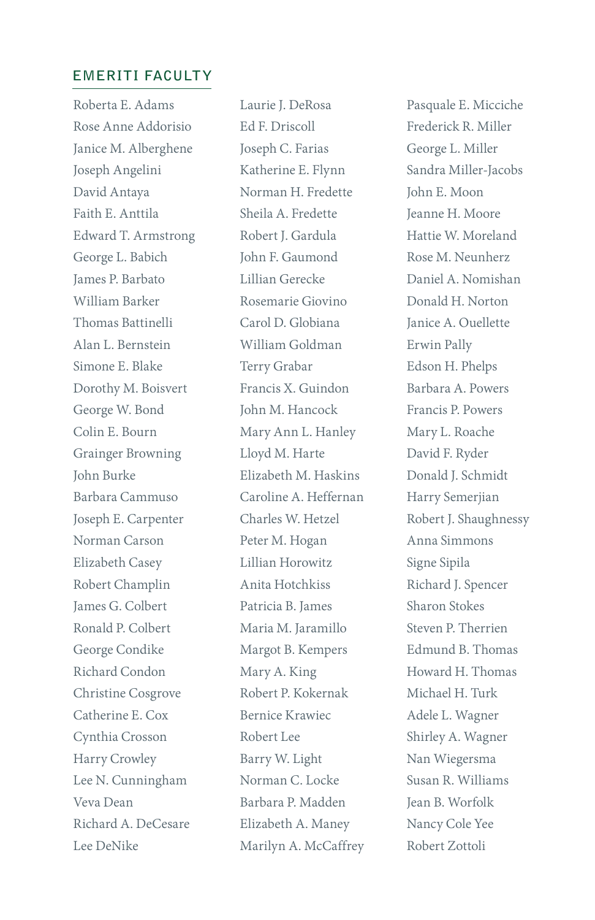## EMERITI FACULTY

Roberta E. Adams
Rose Anne Addorisio
Janice M. Alberghene
Joseph Angelini
David Antaya
Faith E. Anttila
Edward T. Armstrong
George L. Babich
James P. Barbato
William Barker
Thomas Battinelli
Alan L. Bernstein
Simone E. Blake
Dorothy M. Boisvert
George W. Bond
Colin E. Bourn
Grainger Browning
John Burke
Barbara Cammuso
Joseph E. Carpenter
Norman Carson
Elizabeth Casey
Robert Champlin
James G. Colbert
Ronald P. Colbert
George Condike
Richard Condon
Christine Cosgrove
Catherine E. Cox
Cynthia Crosson
Harry Crowley
Lee N. Cunningham
Veva Dean
Richard A. DeCesare
Lee DeNike
Laurie J. DeRosa
Ed F. Driscoll
Joseph C. Farias
Katherine E. Flynn
Norman H. Fredette
Sheila A. Fredette
Robert J. Gardula
John F. Gaumond
Lillian Gerecke
Rosemarie Giovino
Carol D. Globiana
William Goldman
Terry Grabar
Francis X. Guindon
John M. Hancock
Mary Ann L. Hanley
Lloyd M. Harte
Elizabeth M. Haskins
Caroline A. Heffernan
Charles W. Hetzel
Peter M. Hogan
Lillian Horowitz
Anita Hotchkiss
Patricia B. James
Maria M. Jaramillo
Margot B. Kempers
Mary A. King
Robert P. Kokernak
Bernice Krawiec
Robert Lee
Barry W. Light
Norman C. Locke
Barbara P. Madden
Elizabeth A. Maney
Marilyn A. McCaffrey
Pasquale E. Micciche
Frederick R. Miller
George L. Miller
Sandra Miller-Jacobs
John E. Moon
Jeanne H. Moore
Hattie W. Moreland
Rose M. Neunherz
Daniel A. Nomishan
Donald H. Norton
Janice A. Ouellette
Erwin Pally
Edson H. Phelps
Barbara A. Powers
Francis P. Powers
Mary L. Roache
David F. Ryder
Donald J. Schmidt
Harry Semerjian
Robert J. Shaughnessy
Anna Simmons
Signe Sipila
Richard J. Spencer
Sharon Stokes
Steven P. Therrien
Edmund B. Thomas
Howard H. Thomas
Michael H. Turk
Adele L. Wagner
Shirley A. Wagner
Nan Wiegersma
Susan R. Williams
Jean B. Worfolk
Nancy Cole Yee
Robert Zottoli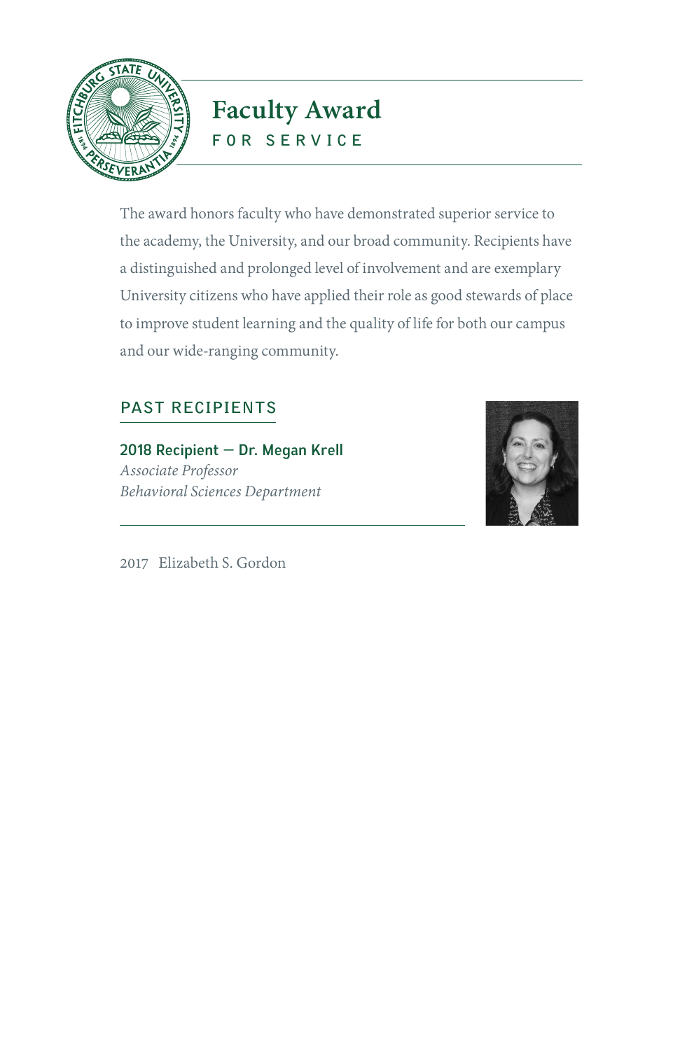# Faculty Award

## FOR SERVICE

The award honors faculty who have demonstrated superior service to the academy, the University, and our broad community. Recipients have a distinguished and prolonged level of involvement and are exemplary University citizens who have applied their role as good stewards of place to improve student learning and the quality of life for both our campus and our wide-ranging community.

### PAST RECIPIENTS

**2018 Recipient — Dr. Megan Krell**
*Associate Professor*
*Behavioral Sciences Department*

2017 Elizabeth S. Gordon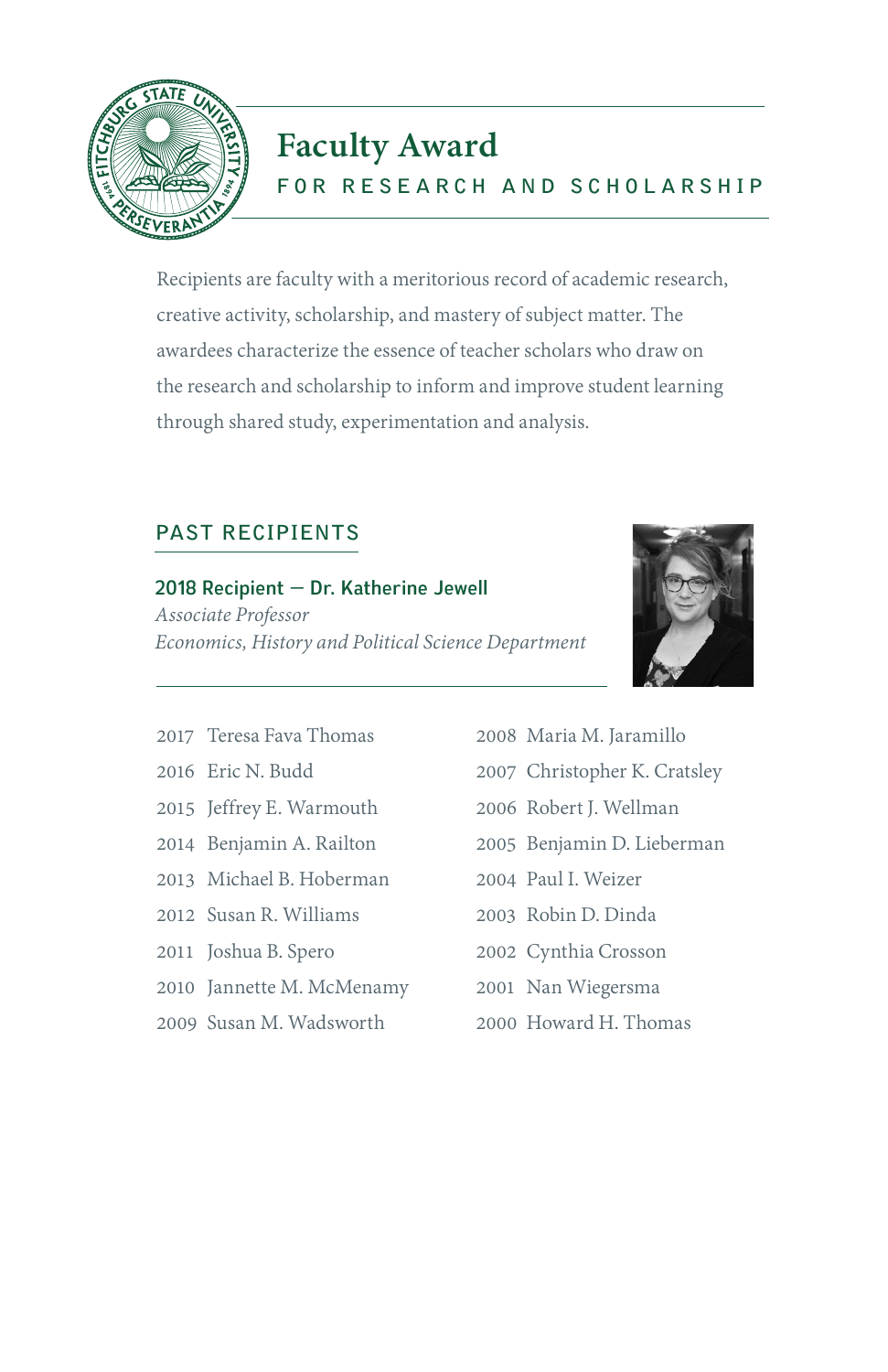# Faculty Award

## FOR RESEARCH AND SCHOLARSHIP

Recipients are faculty with a meritorious record of academic research, creative activity, scholarship, and mastery of subject matter. The awardees characterize the essence of teacher scholars who draw on the research and scholarship to inform and improve student learning through shared study, experimentation and analysis.

### PAST RECIPIENTS

**2018 Recipient — Dr. Katherine Jewell**
*Associate Professor*
*Economics, History and Political Science Department*

2017 Teresa Fava Thomas
2016 Eric N. Budd
2015 Jeffrey E. Warmouth
2014 Benjamin A. Railton
2013 Michael B. Hoberman
2012 Susan R. Williams
2011 Joshua B. Spero
2010 Jannette M. McMenamy
2009 Susan M. Wadsworth
2008 Maria M. Jaramillo
2007 Christopher K. Cratsley
2006 Robert J. Wellman
2005 Benjamin D. Lieberman
2004 Paul I. Weizer
2003 Robin D. Dinda
2002 Cynthia Crosson
2001 Nan Wiegersma
2000 Howard H. Thomas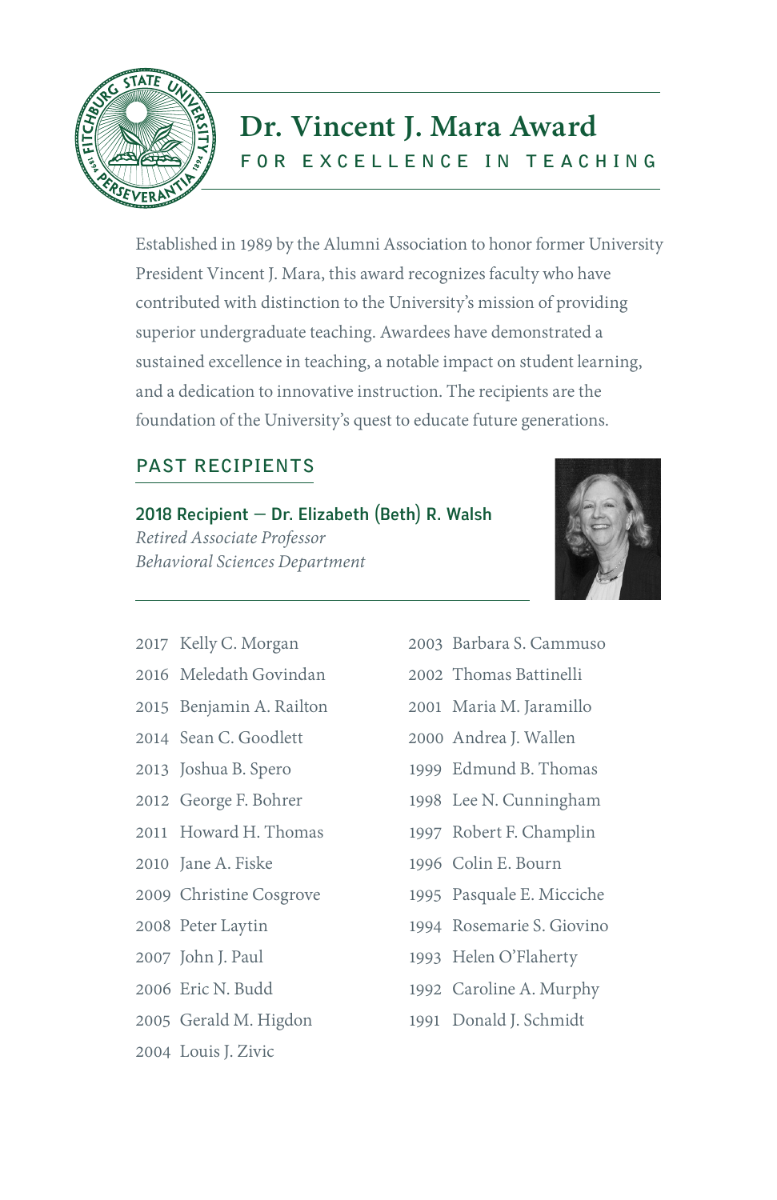# Dr. Vincent J. Mara Award

## FOR EXCELLENCE IN TEACHING

Established in 1989 by the Alumni Association to honor former University President Vincent J. Mara, this award recognizes faculty who have contributed with distinction to the University's mission of providing superior undergraduate teaching. Awardees have demonstrated a sustained excellence in teaching, a notable impact on student learning, and a dedication to innovative instruction. The recipients are the foundation of the University's quest to educate future generations.

## PAST RECIPIENTS

**2018 Recipient — Dr. Elizabeth (Beth) R. Walsh**
*Retired Associate Professor*
*Behavioral Sciences Department*

2017 Kelly C. Morgan
2016 Meledath Govindan
2015 Benjamin A. Railton
2014 Sean C. Goodlett
2013 Joshua B. Spero
2012 George F. Bohrer
2011 Howard H. Thomas
2010 Jane A. Fiske
2009 Christine Cosgrove
2008 Peter Laytin
2007 John J. Paul
2006 Eric N. Budd
2005 Gerald M. Higdon
2004 Louis J. Zivic
2003 Barbara S. Cammuso
2002 Thomas Battinelli
2001 Maria M. Jaramillo
2000 Andrea J. Wallen
1999 Edmund B. Thomas
1998 Lee N. Cunningham
1997 Robert F. Champlin
1996 Colin E. Bourn
1995 Pasquale E. Micciche
1994 Rosemarie S. Giovino
1993 Helen O'Flaherty
1992 Caroline A. Murphy
1991 Donald J. Schmidt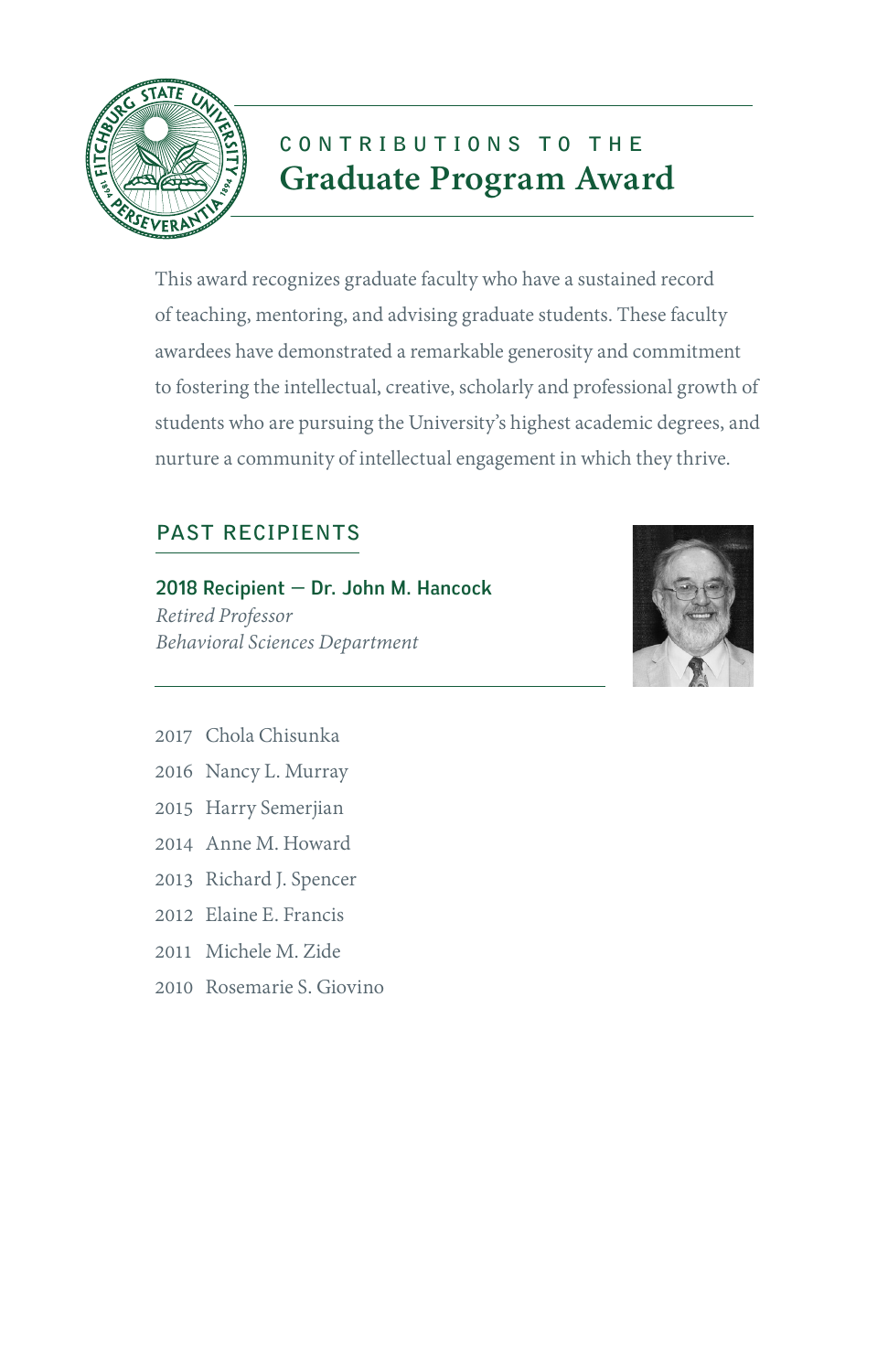# CONTRIBUTIONS TO THE Graduate Program Award

This award recognizes graduate faculty who have a sustained record of teaching, mentoring, and advising graduate students. These faculty awardees have demonstrated a remarkable generosity and commitment to fostering the intellectual, creative, scholarly and professional growth of students who are pursuing the University's highest academic degrees, and nurture a community of intellectual engagement in which they thrive.

## PAST RECIPIENTS

**2018 Recipient — Dr. John M. Hancock**
*Retired Professor*
*Behavioral Sciences Department*

2017 Chola Chisunka
2016 Nancy L. Murray
2015 Harry Semerjian
2014 Anne M. Howard
2013 Richard J. Spencer
2012 Elaine E. Francis
2011 Michele M. Zide
2010 Rosemarie S. Giovino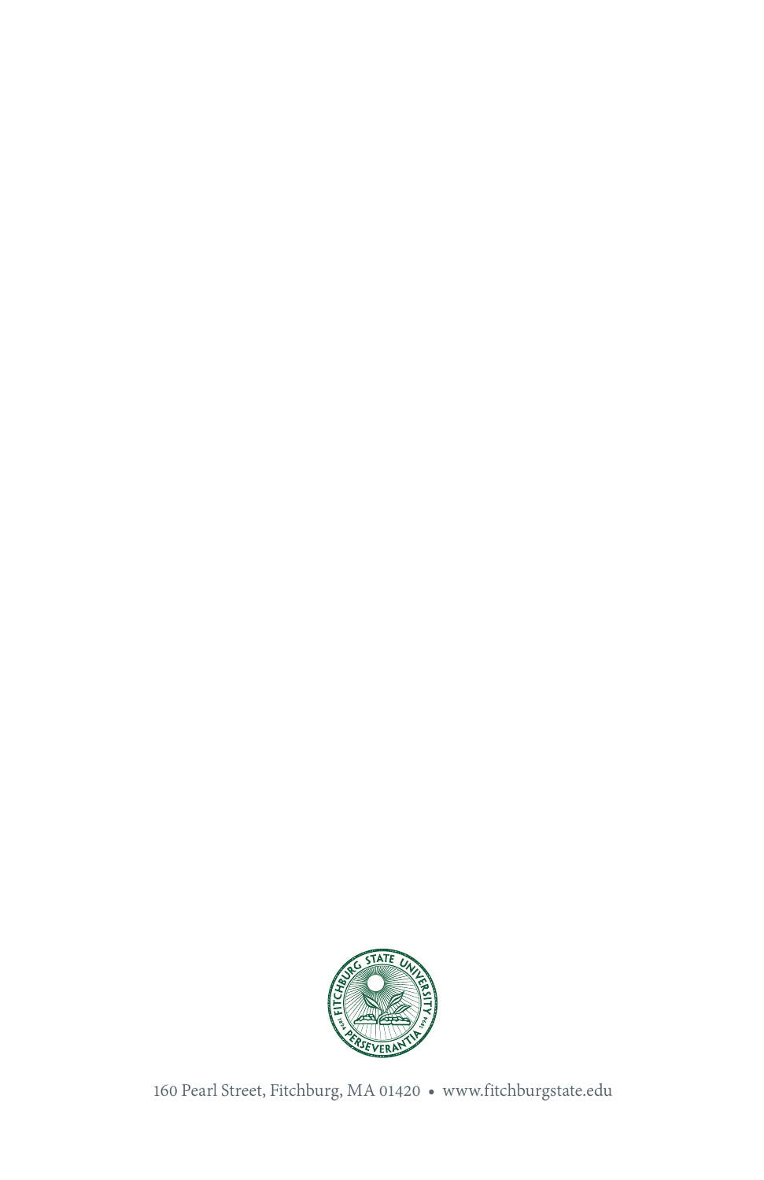160 Pearl Street, Fitchburg, MA 01420 • www.fitchburgstate.edu